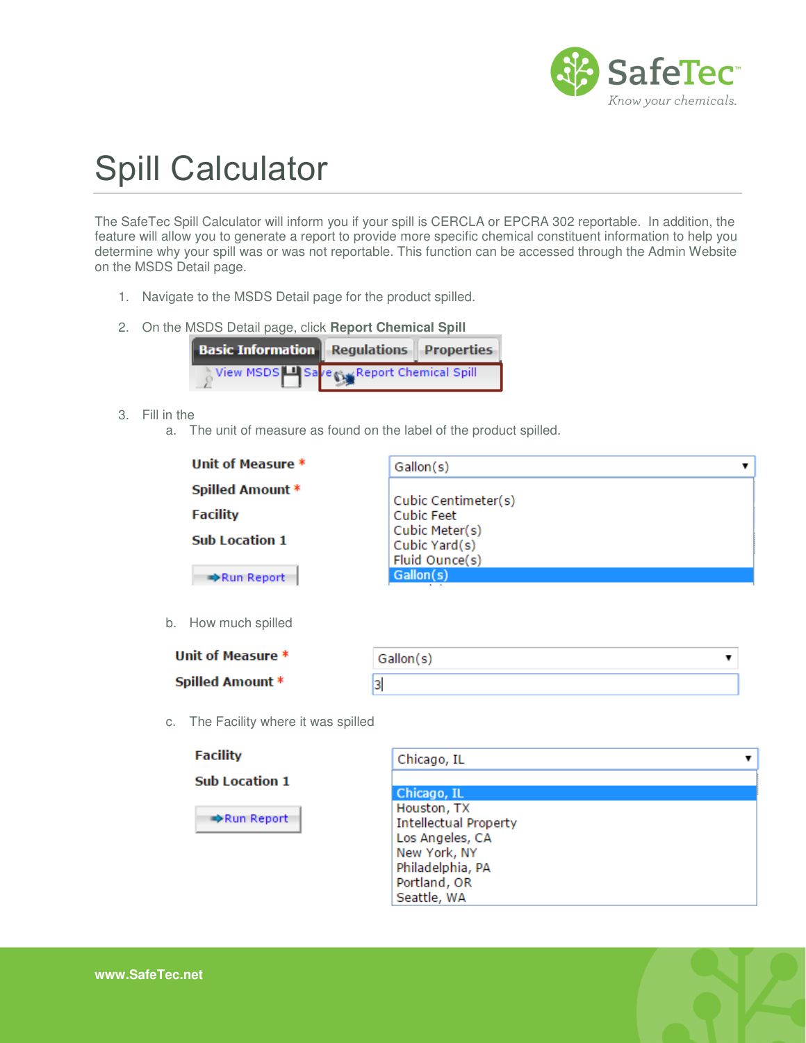# Spill Calculator

The SafeTec Spill Calculator will inform you if your spill is CERCLA or EPCRA 302 reportable. In addition, the feature will allow you to generate a report to provide more specific chemical constituent information to help you determine why your spill was or was not reportable. This function can be accessed through the Admin Website on the MSDS Detail page.

1. Navigate to the MSDS Detail page for the product spilled.
2. On the MSDS Detail page, click **Report Chemical Spill**
3. Fill in the
   a. The unit of measure as found on the label of the product spilled.
   b. How much spilled
   c. The Facility where it was spilled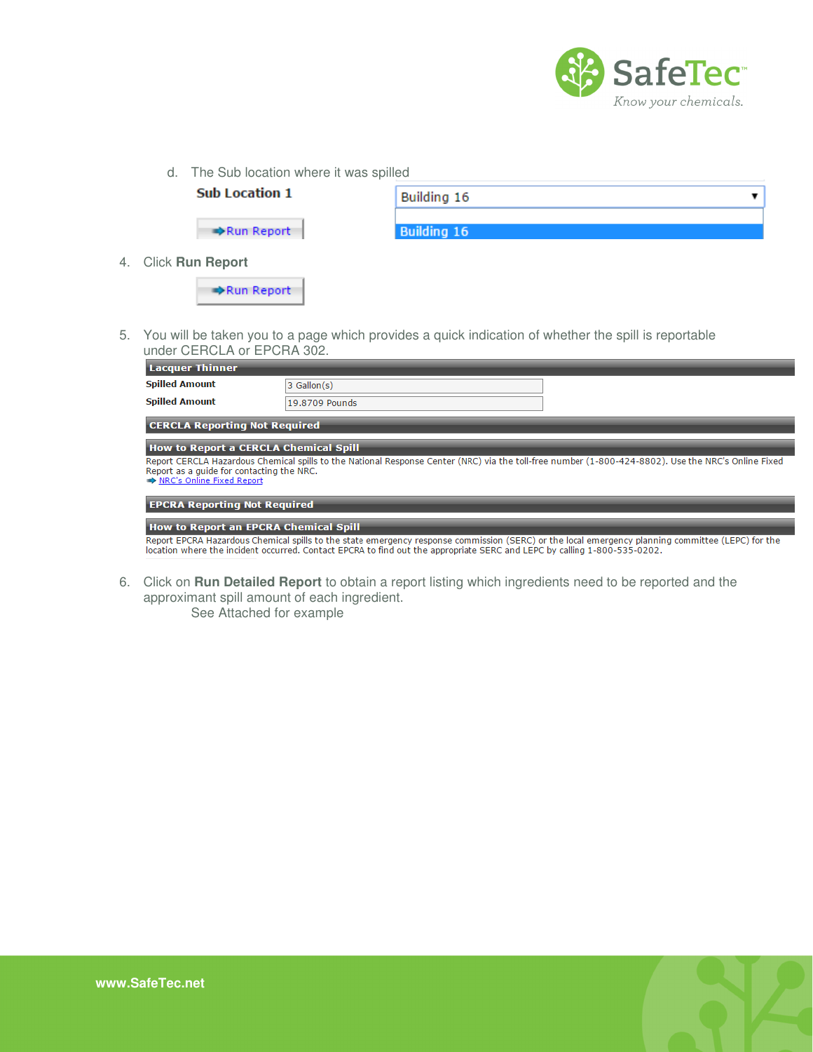d. The Sub location where it was spilled

**Sub Location 1** — Building 16

Run Report

4. Click **Run Report**

Run Report

5. You will be taken you to a page which provides a quick indication of whether the spill is reportable under CERCLA or EPCRA 302.

**Lacquer Thinner**

| | |
|---|---|
| **Spilled Amount** | 3 Gallon(s) |
| **Spilled Amount** | 19.8709 Pounds |

**CERCLA Reporting Not Required**

**How to Report a CERCLA Chemical Spill**

Report CERCLA Hazardous Chemical spills to the National Response Center (NRC) via the toll-free number (1-800-424-8802). Use the NRC's Online Fixed Report as a guide for contacting the NRC.

NRC's Online Fixed Report

**EPCRA Reporting Not Required**

**How to Report an EPCRA Chemical Spill**

Report EPCRA Hazardous Chemical spills to the state emergency response commission (SERC) or the local emergency planning committee (LEPC) for the location where the incident occurred. Contact EPCRA to find out the appropriate SERC and LEPC by calling 1-800-535-0202.

6. Click on **Run Detailed Report** to obtain a report listing which ingredients need to be reported and the approximant spill amount of each ingredient.

   See Attached for example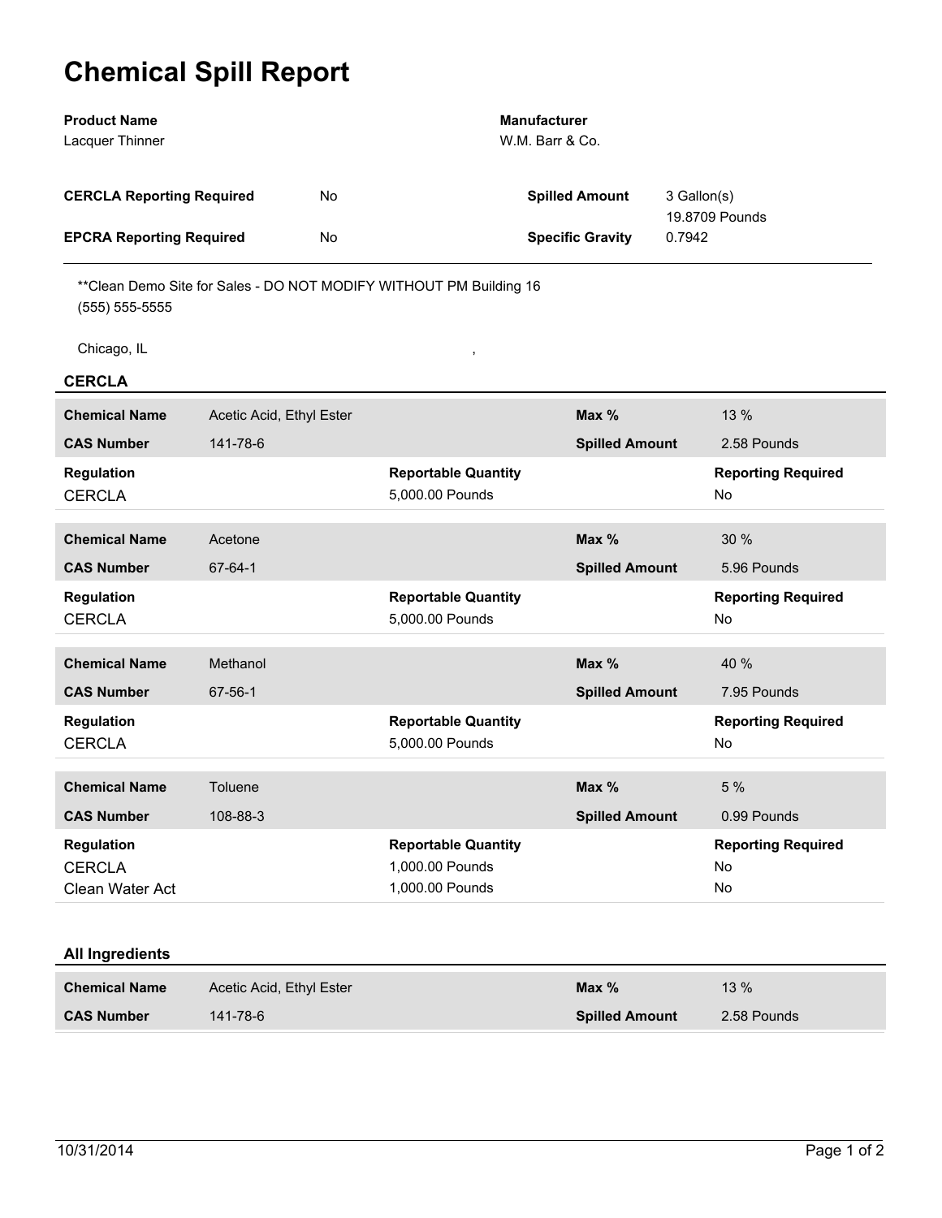# Chemical Spill Report

| **Product Name** | | **Manufacturer** | |
|---|---|---|---|
| Lacquer Thinner | | W.M. Barr & Co. | |
| **CERCLA Reporting Required** | No | **Spilled Amount** | 3 Gallon(s) 19.8709 Pounds |
| **EPCRA Reporting Required** | No | **Specific Gravity** | 0.7942 |

**Clean Demo Site for Sales - DO NOT MODIFY WITHOUT PM Building 16
(555) 555-5555

Chicago, IL ,

## CERCLA

| **Chemical Name** | Acetic Acid, Ethyl Ester | **Max %** | 13 % |
|---|---|---|---|
| **CAS Number** | 141-78-6 | **Spilled Amount** | 2.58 Pounds |

| **Regulation** | **Reportable Quantity** | **Reporting Required** |
|---|---|---|
| CERCLA | 5,000.00 Pounds | No |

| **Chemical Name** | Acetone | **Max %** | 30 % |
|---|---|---|---|
| **CAS Number** | 67-64-1 | **Spilled Amount** | 5.96 Pounds |

| **Regulation** | **Reportable Quantity** | **Reporting Required** |
|---|---|---|
| CERCLA | 5,000.00 Pounds | No |

| **Chemical Name** | Methanol | **Max %** | 40 % |
|---|---|---|---|
| **CAS Number** | 67-56-1 | **Spilled Amount** | 7.95 Pounds |

| **Regulation** | **Reportable Quantity** | **Reporting Required** |
|---|---|---|
| CERCLA | 5,000.00 Pounds | No |

| **Chemical Name** | Toluene | **Max %** | 5 % |
|---|---|---|---|
| **CAS Number** | 108-88-3 | **Spilled Amount** | 0.99 Pounds |

| **Regulation** | **Reportable Quantity** | **Reporting Required** |
|---|---|---|
| CERCLA | 1,000.00 Pounds | No |
| Clean Water Act | 1,000.00 Pounds | No |

## All Ingredients

| **Chemical Name** | Acetic Acid, Ethyl Ester | **Max %** | 13 % |
|---|---|---|---|
| **CAS Number** | 141-78-6 | **Spilled Amount** | 2.58 Pounds |

10/31/2014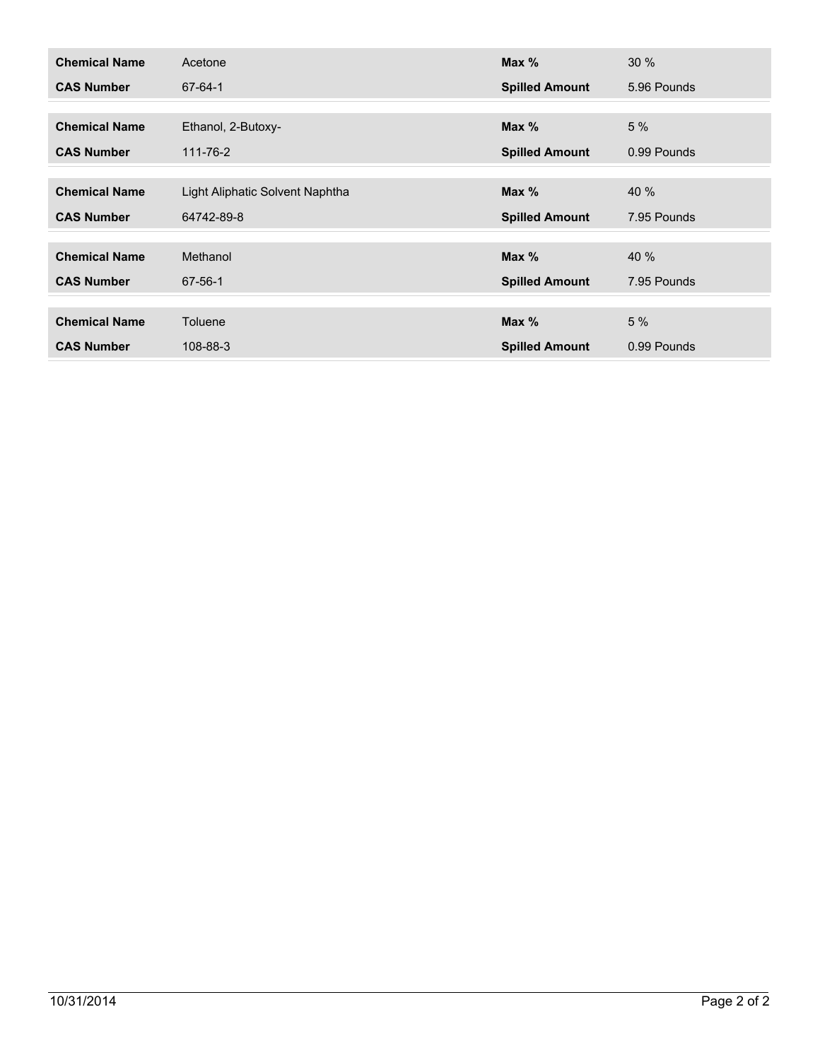| | | | |
|---|---|---|---|
| **Chemical Name** | Acetone | **Max %** | 30 % |
| **CAS Number** | 67-64-1 | **Spilled Amount** | 5.96 Pounds |

| | | | |
|---|---|---|---|
| **Chemical Name** | Ethanol, 2-Butoxy- | **Max %** | 5 % |
| **CAS Number** | 111-76-2 | **Spilled Amount** | 0.99 Pounds |

| | | | |
|---|---|---|---|
| **Chemical Name** | Light Aliphatic Solvent Naphtha | **Max %** | 40 % |
| **CAS Number** | 64742-89-8 | **Spilled Amount** | 7.95 Pounds |

| | | | |
|---|---|---|---|
| **Chemical Name** | Methanol | **Max %** | 40 % |
| **CAS Number** | 67-56-1 | **Spilled Amount** | 7.95 Pounds |

| | | | |
|---|---|---|---|
| **Chemical Name** | Toluene | **Max %** | 5 % |
| **CAS Number** | 108-88-3 | **Spilled Amount** | 0.99 Pounds |